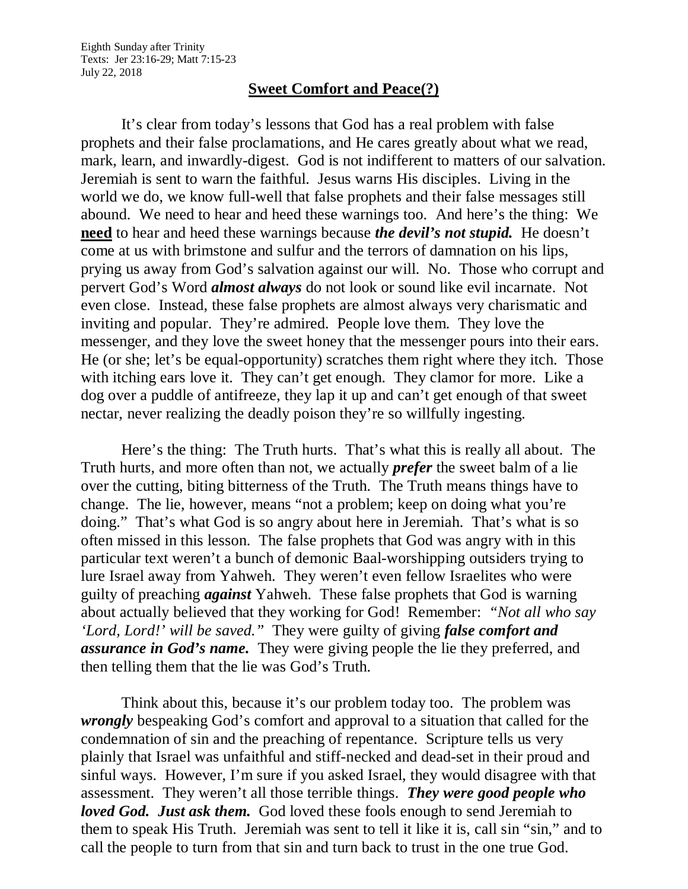Eighth Sunday after Trinity
Texts: Jer 23:16-29; Matt 7:15-23
July 22, 2018

## Sweet Comfort and Peace(?)

It's clear from today's lessons that God has a real problem with false prophets and their false proclamations, and He cares greatly about what we read, mark, learn, and inwardly-digest. God is not indifferent to matters of our salvation. Jeremiah is sent to warn the faithful. Jesus warns His disciples. Living in the world we do, we know full-well that false prophets and their false messages still abound. We need to hear and heed these warnings too. And here's the thing: We **need** to hear and heed these warnings because ***the devil's not stupid.*** He doesn't come at us with brimstone and sulfur and the terrors of damnation on his lips, prying us away from God's salvation against our will. No. Those who corrupt and pervert God's Word ***almost always*** do not look or sound like evil incarnate. Not even close. Instead, these false prophets are almost always very charismatic and inviting and popular. They're admired. People love them. They love the messenger, and they love the sweet honey that the messenger pours into their ears. He (or she; let's be equal-opportunity) scratches them right where they itch. Those with itching ears love it. They can't get enough. They clamor for more. Like a dog over a puddle of antifreeze, they lap it up and can't get enough of that sweet nectar, never realizing the deadly poison they're so willfully ingesting.

Here's the thing: The Truth hurts. That's what this is really all about. The Truth hurts, and more often than not, we actually ***prefer*** the sweet balm of a lie over the cutting, biting bitterness of the Truth. The Truth means things have to change. The lie, however, means "not a problem; keep on doing what you're doing." That's what God is so angry about here in Jeremiah. That's what is so often missed in this lesson. The false prophets that God was angry with in this particular text weren't a bunch of demonic Baal-worshipping outsiders trying to lure Israel away from Yahweh. They weren't even fellow Israelites who were guilty of preaching ***against*** Yahweh. These false prophets that God is warning about actually believed that they working for God! Remember: *"Not all who say 'Lord, Lord!' will be saved."* They were guilty of giving ***false comfort and assurance in God's name.*** They were giving people the lie they preferred, and then telling them that the lie was God's Truth.

Think about this, because it's our problem today too. The problem was ***wrongly*** bespeaking God's comfort and approval to a situation that called for the condemnation of sin and the preaching of repentance. Scripture tells us very plainly that Israel was unfaithful and stiff-necked and dead-set in their proud and sinful ways. However, I'm sure if you asked Israel, they would disagree with that assessment. They weren't all those terrible things. ***They were good people who loved God. Just ask them.*** God loved these fools enough to send Jeremiah to them to speak His Truth. Jeremiah was sent to tell it like it is, call sin "sin," and to call the people to turn from that sin and turn back to trust in the one true God.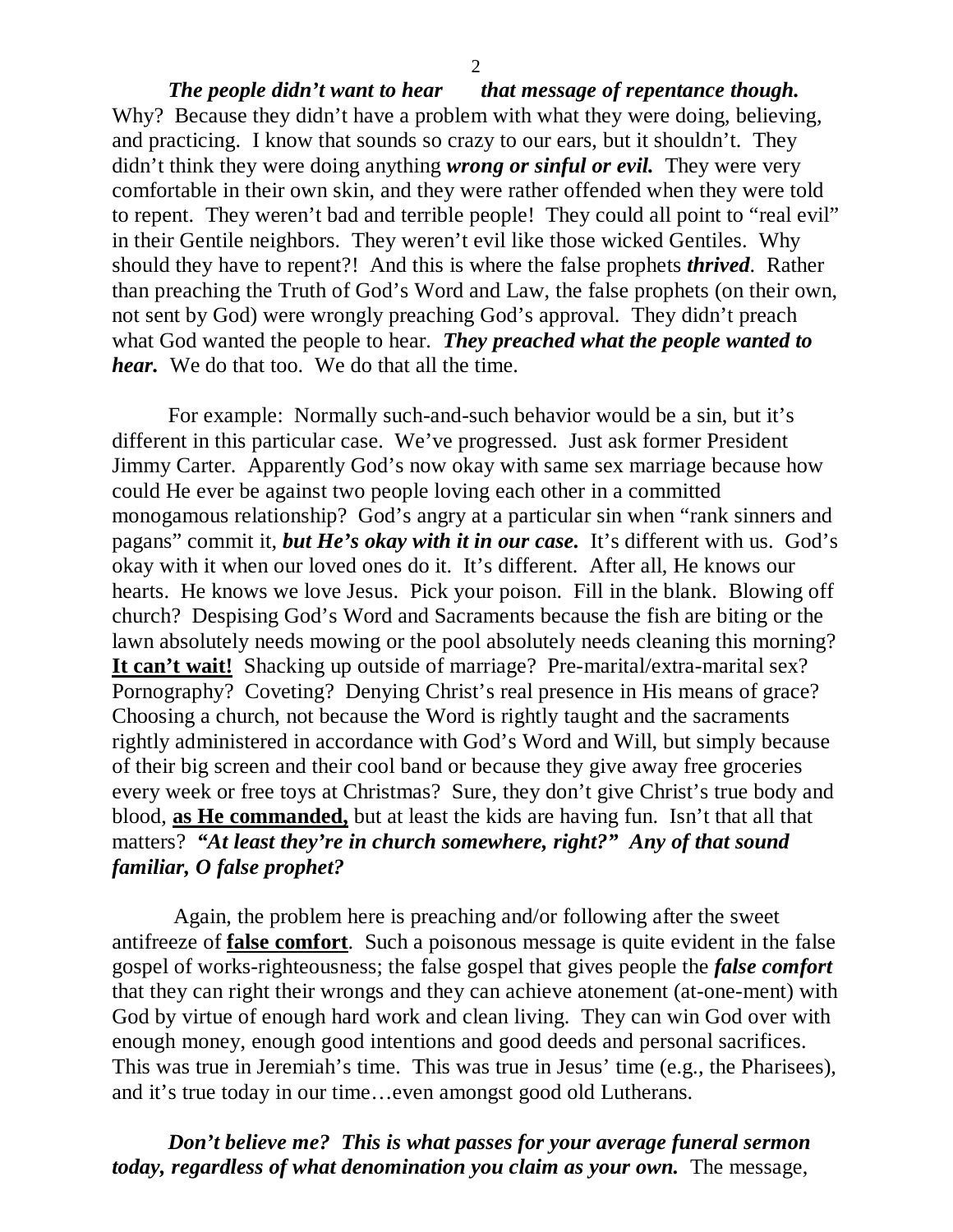***The people didn't want to hear that message of repentance though.*** Why? Because they didn't have a problem with what they were doing, believing, and practicing. I know that sounds so crazy to our ears, but it shouldn't. They didn't think they were doing anything ***wrong or sinful or evil.*** They were very comfortable in their own skin, and they were rather offended when they were told to repent. They weren't bad and terrible people! They could all point to "real evil" in their Gentile neighbors. They weren't evil like those wicked Gentiles. Why should they have to repent?! And this is where the false prophets ***thrived***. Rather than preaching the Truth of God's Word and Law, the false prophets (on their own, not sent by God) were wrongly preaching God's approval. They didn't preach what God wanted the people to hear. ***They preached what the people wanted to hear.*** We do that too. We do that all the time.

For example: Normally such-and-such behavior would be a sin, but it's different in this particular case. We've progressed. Just ask former President Jimmy Carter. Apparently God's now okay with same sex marriage because how could He ever be against two people loving each other in a committed monogamous relationship? God's angry at a particular sin when "rank sinners and pagans" commit it, ***but He's okay with it in our case.*** It's different with us. God's okay with it when our loved ones do it. It's different. After all, He knows our hearts. He knows we love Jesus. Pick your poison. Fill in the blank. Blowing off church? Despising God's Word and Sacraments because the fish are biting or the lawn absolutely needs mowing or the pool absolutely needs cleaning this morning? **It can't wait!** Shacking up outside of marriage? Pre-marital/extra-marital sex? Pornography? Coveting? Denying Christ's real presence in His means of grace? Choosing a church, not because the Word is rightly taught and the sacraments rightly administered in accordance with God's Word and Will, but simply because of their big screen and their cool band or because they give away free groceries every week or free toys at Christmas? Sure, they don't give Christ's true body and blood, **as He commanded,** but at least the kids are having fun. Isn't that all that matters? ***"At least they're in church somewhere, right?" Any of that sound familiar, O false prophet?***

Again, the problem here is preaching and/or following after the sweet antifreeze of **false comfort**. Such a poisonous message is quite evident in the false gospel of works-righteousness; the false gospel that gives people the ***false comfort*** that they can right their wrongs and they can achieve atonement (at-one-ment) with God by virtue of enough hard work and clean living. They can win God over with enough money, enough good intentions and good deeds and personal sacrifices. This was true in Jeremiah's time. This was true in Jesus' time (e.g., the Pharisees), and it's true today in our time…even amongst good old Lutherans.

***Don't believe me? This is what passes for your average funeral sermon today, regardless of what denomination you claim as your own.*** The message,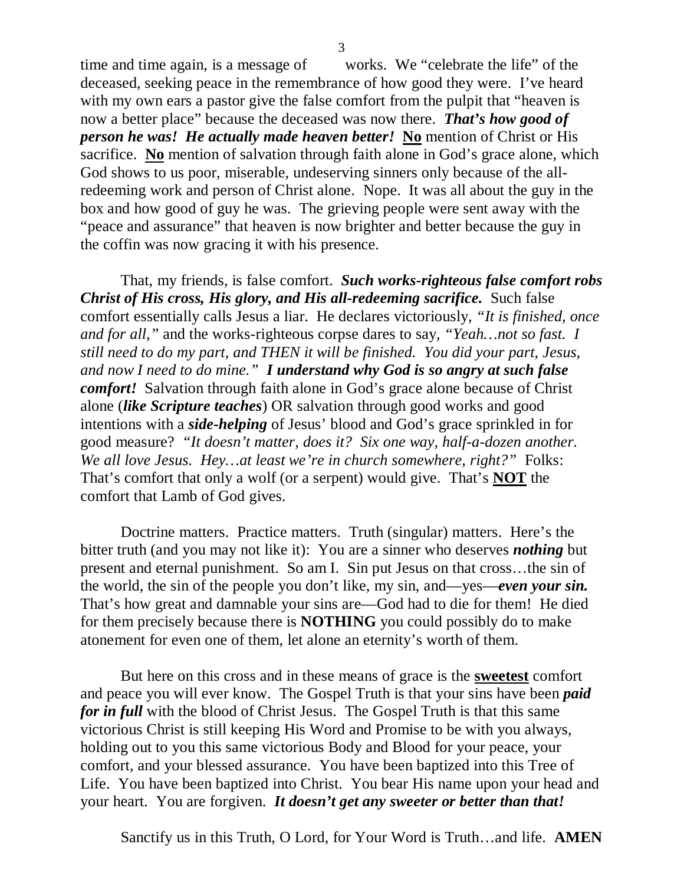time and time again, is a message of works. We "celebrate the life" of the deceased, seeking peace in the remembrance of how good they were. I've heard with my own ears a pastor give the false comfort from the pulpit that "heaven is now a better place" because the deceased was now there. ***That's how good of person he was! He actually made heaven better!*** **No** mention of Christ or His sacrifice. **No** mention of salvation through faith alone in God's grace alone, which God shows to us poor, miserable, undeserving sinners only because of the all-redeeming work and person of Christ alone. Nope. It was all about the guy in the box and how good of guy he was. The grieving people were sent away with the "peace and assurance" that heaven is now brighter and better because the guy in the coffin was now gracing it with his presence.

That, my friends, is false comfort. ***Such works-righteous false comfort robs Christ of His cross, His glory, and His all-redeeming sacrifice.*** Such false comfort essentially calls Jesus a liar. He declares victoriously, *"It is finished, once and for all,"* and the works-righteous corpse dares to say, *"Yeah…not so fast. I still need to do my part, and THEN it will be finished. You did your part, Jesus, and now I need to do mine."* ***I understand why God is so angry at such false comfort!*** Salvation through faith alone in God's grace alone because of Christ alone (***like Scripture teaches***) OR salvation through good works and good intentions with a ***side-helping*** of Jesus' blood and God's grace sprinkled in for good measure? "*It doesn't matter, does it? Six one way, half-a-dozen another. We all love Jesus. Hey…at least we're in church somewhere, right?"* Folks: That's comfort that only a wolf (or a serpent) would give. That's **NOT** the comfort that Lamb of God gives.

Doctrine matters. Practice matters. Truth (singular) matters. Here's the bitter truth (and you may not like it): You are a sinner who deserves ***nothing*** but present and eternal punishment. So am I. Sin put Jesus on that cross…the sin of the world, the sin of the people you don't like, my sin, and—yes—***even your sin.*** That's how great and damnable your sins are—God had to die for them! He died for them precisely because there is **NOTHING** you could possibly do to make atonement for even one of them, let alone an eternity's worth of them.

But here on this cross and in these means of grace is the **sweetest** comfort and peace you will ever know. The Gospel Truth is that your sins have been ***paid for in full*** with the blood of Christ Jesus. The Gospel Truth is that this same victorious Christ is still keeping His Word and Promise to be with you always, holding out to you this same victorious Body and Blood for your peace, your comfort, and your blessed assurance. You have been baptized into this Tree of Life. You have been baptized into Christ. You bear His name upon your head and your heart. You are forgiven. ***It doesn't get any sweeter or better than that!***

Sanctify us in this Truth, O Lord, for Your Word is Truth…and life. **AMEN**